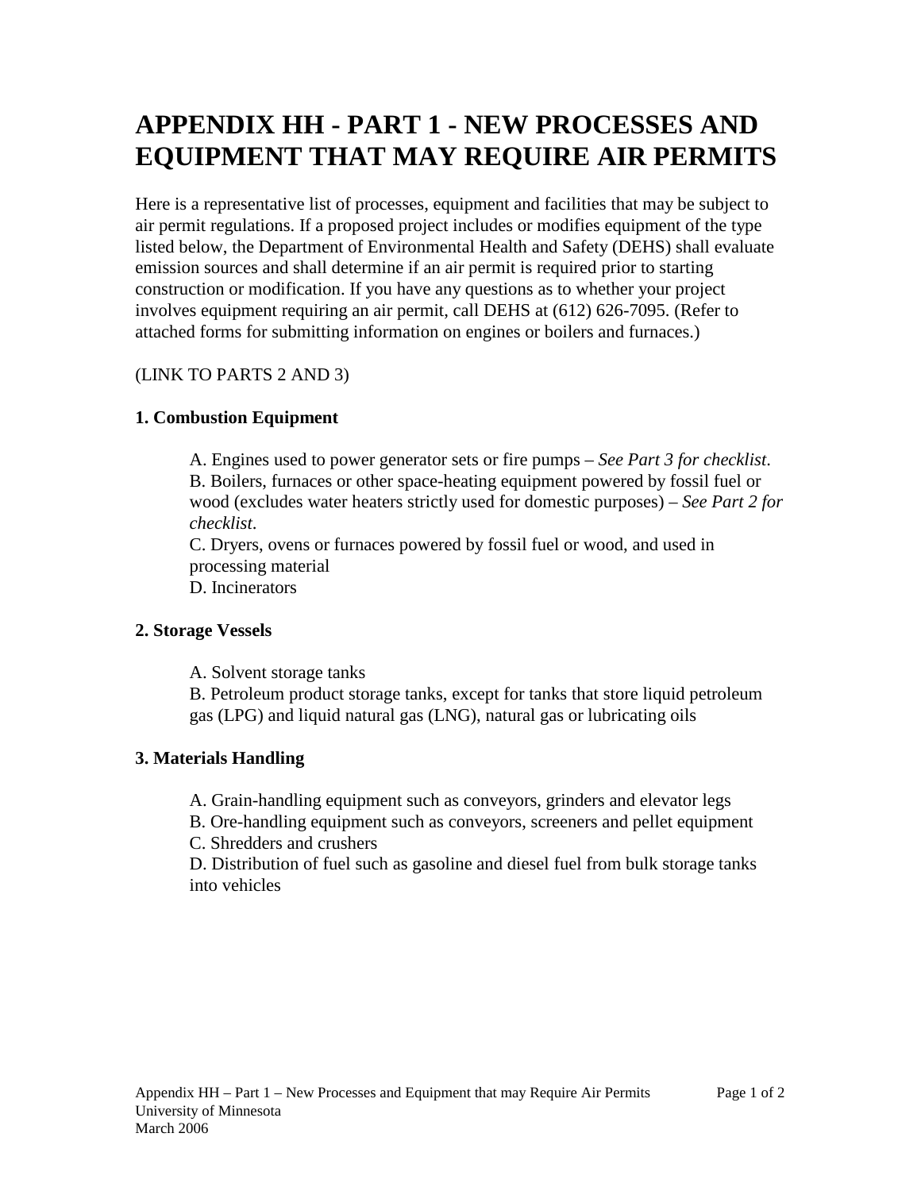# APPENDIX HH - PART 1 - NEW PROCESSES AND EQUIPMENT THAT MAY REQUIRE AIR PERMITS

Here is a representative list of processes, equipment and facilities that may be subject to air permit regulations. If a proposed project includes or modifies equipment of the type listed below, the Department of Environmental Health and Safety (DEHS) shall evaluate emission sources and shall determine if an air permit is required prior to starting construction or modification. If you have any questions as to whether your project involves equipment requiring an air permit, call DEHS at (612) 626-7095. (Refer to attached forms for submitting information on engines or boilers and furnaces.)

(LINK TO PARTS 2 AND 3)

**1. Combustion Equipment**

A. Engines used to power generator sets or fire pumps – *See Part 3 for checklist*.
B. Boilers, furnaces or other space-heating equipment powered by fossil fuel or wood (excludes water heaters strictly used for domestic purposes) – *See Part 2 for checklist*.
C. Dryers, ovens or furnaces powered by fossil fuel or wood, and used in processing material
D. Incinerators

**2. Storage Vessels**

A. Solvent storage tanks
B. Petroleum product storage tanks, except for tanks that store liquid petroleum gas (LPG) and liquid natural gas (LNG), natural gas or lubricating oils

**3. Materials Handling**

A. Grain-handling equipment such as conveyors, grinders and elevator legs
B. Ore-handling equipment such as conveyors, screeners and pellet equipment
C. Shredders and crushers
D. Distribution of fuel such as gasoline and diesel fuel from bulk storage tanks into vehicles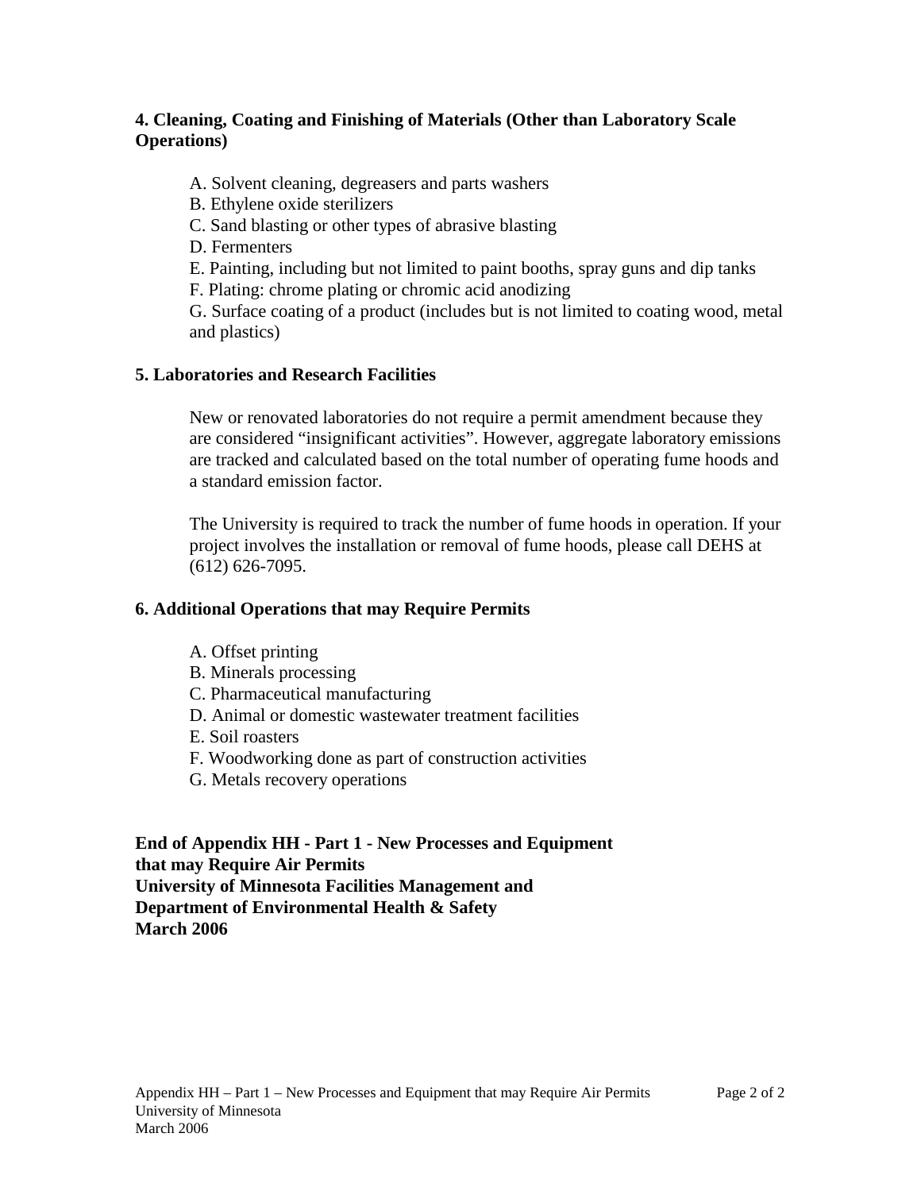**4. Cleaning, Coating and Finishing of Materials (Other than Laboratory Scale Operations)**

A. Solvent cleaning, degreasers and parts washers
B. Ethylene oxide sterilizers
C. Sand blasting or other types of abrasive blasting
D. Fermenters
E. Painting, including but not limited to paint booths, spray guns and dip tanks
F. Plating: chrome plating or chromic acid anodizing
G. Surface coating of a product (includes but is not limited to coating wood, metal and plastics)

**5. Laboratories and Research Facilities**

New or renovated laboratories do not require a permit amendment because they are considered "insignificant activities". However, aggregate laboratory emissions are tracked and calculated based on the total number of operating fume hoods and a standard emission factor.

The University is required to track the number of fume hoods in operation. If your project involves the installation or removal of fume hoods, please call DEHS at (612) 626-7095.

**6. Additional Operations that may Require Permits**

A. Offset printing
B. Minerals processing
C. Pharmaceutical manufacturing
D. Animal or domestic wastewater treatment facilities
E. Soil roasters
F. Woodworking done as part of construction activities
G. Metals recovery operations

**End of Appendix HH - Part 1 - New Processes and Equipment that may Require Air Permits**
**University of Minnesota Facilities Management and Department of Environmental Health & Safety**
**March 2006**